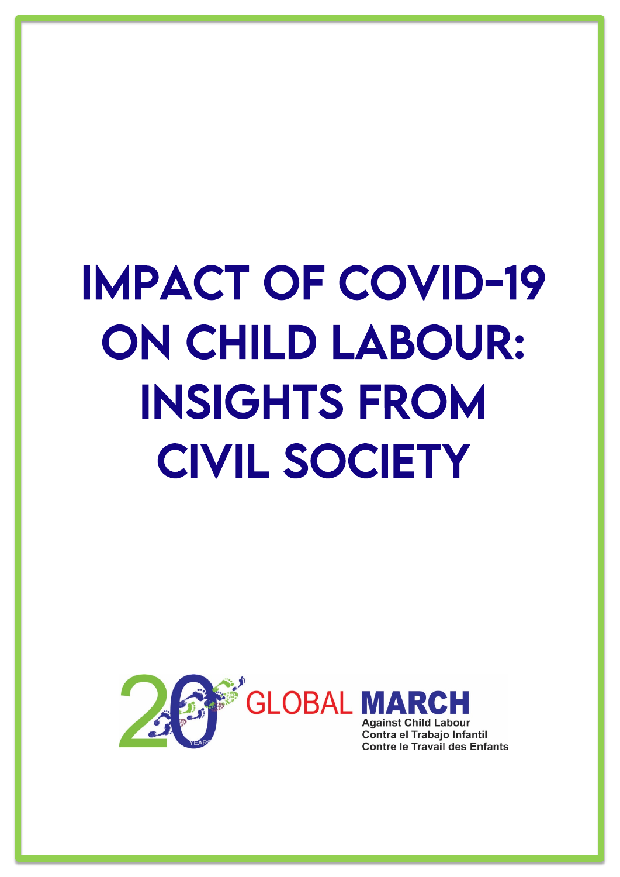# IMPACT OF COVID-19 ON CHILD LABOUR: INSIGHTS FROM CIVIL SOCIETY

20 YEARS GLOBAL MARCH

Against Child Labour
Contra el Trabajo Infantil
Contre le Travail des Enfants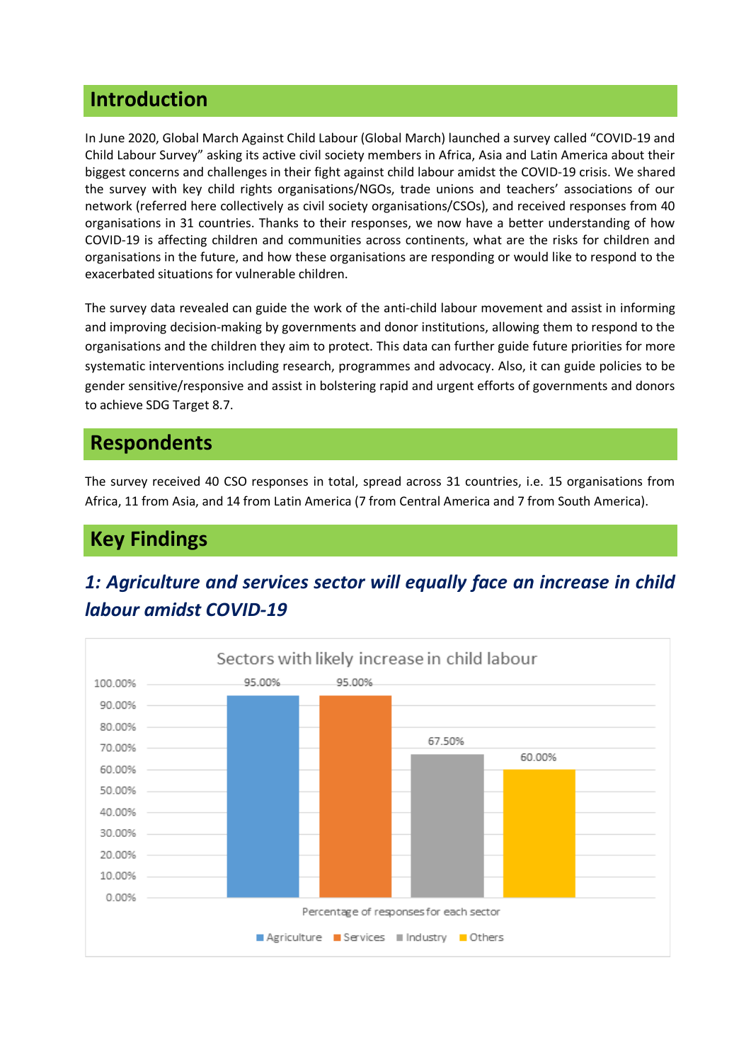## Introduction

In June 2020, Global March Against Child Labour (Global March) launched a survey called "COVID-19 and Child Labour Survey" asking its active civil society members in Africa, Asia and Latin America about their biggest concerns and challenges in their fight against child labour amidst the COVID-19 crisis. We shared the survey with key child rights organisations/NGOs, trade unions and teachers' associations of our network (referred here collectively as civil society organisations/CSOs), and received responses from 40 organisations in 31 countries. Thanks to their responses, we now have a better understanding of how COVID-19 is affecting children and communities across continents, what are the risks for children and organisations in the future, and how these organisations are responding or would like to respond to the exacerbated situations for vulnerable children.

The survey data revealed can guide the work of the anti-child labour movement and assist in informing and improving decision-making by governments and donor institutions, allowing them to respond to the organisations and the children they aim to protect. This data can further guide future priorities for more systematic interventions including research, programmes and advocacy. Also, it can guide policies to be gender sensitive/responsive and assist in bolstering rapid and urgent efforts of governments and donors to achieve SDG Target 8.7.

## Respondents

The survey received 40 CSO responses in total, spread across 31 countries, i.e. 15 organisations from Africa, 11 from Asia, and 14 from Latin America (7 from Central America and 7 from South America).

## Key Findings

### *1: Agriculture and services sector will equally face an increase in child labour amidst COVID-19*

**Sectors with likely increase in child labour**

| Sector | Percentage of responses for each sector |
|---|---|
| Agriculture | 95.00% |
| Services | 95.00% |
| Industry | 67.50% |
| Others | 60.00% |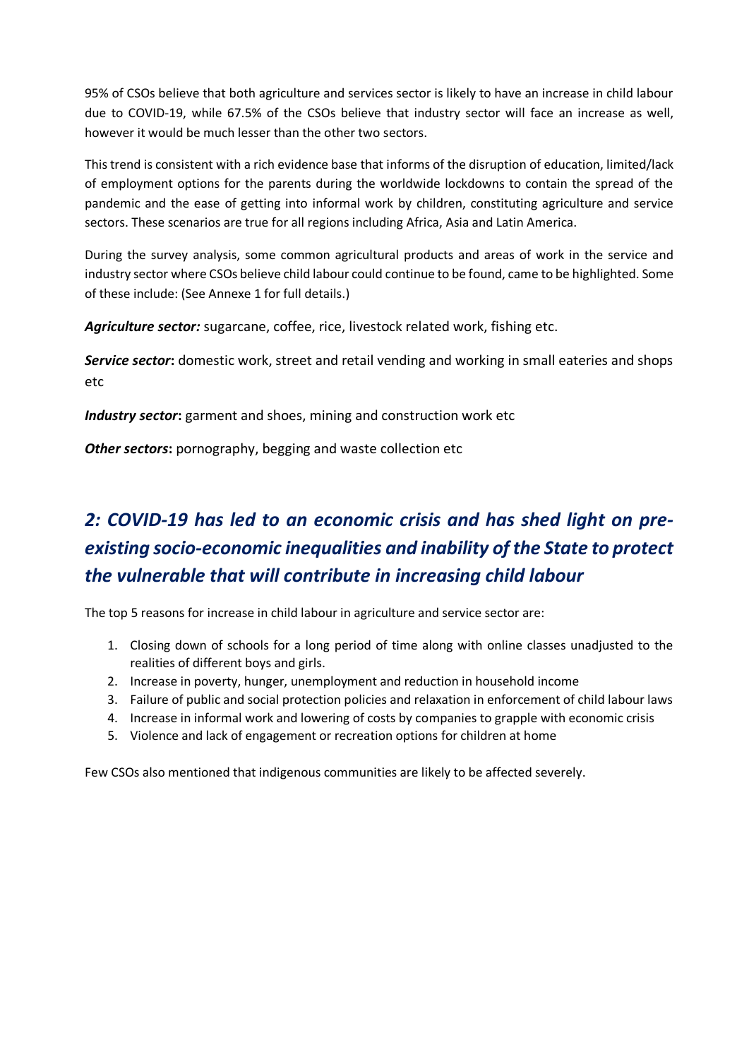95% of CSOs believe that both agriculture and services sector is likely to have an increase in child labour due to COVID-19, while 67.5% of the CSOs believe that industry sector will face an increase as well, however it would be much lesser than the other two sectors.

This trend is consistent with a rich evidence base that informs of the disruption of education, limited/lack of employment options for the parents during the worldwide lockdowns to contain the spread of the pandemic and the ease of getting into informal work by children, constituting agriculture and service sectors. These scenarios are true for all regions including Africa, Asia and Latin America.

During the survey analysis, some common agricultural products and areas of work in the service and industry sector where CSOs believe child labour could continue to be found, came to be highlighted. Some of these include: (See Annexe 1 for full details.)

***Agriculture sector:*** sugarcane, coffee, rice, livestock related work, fishing etc.

***Service sector*****:** domestic work, street and retail vending and working in small eateries and shops etc

***Industry sector*****:** garment and shoes, mining and construction work etc

***Other sectors*****:** pornography, begging and waste collection etc

## *2: COVID-19 has led to an economic crisis and has shed light on pre-existing socio-economic inequalities and inability of the State to protect the vulnerable that will contribute in increasing child labour*

The top 5 reasons for increase in child labour in agriculture and service sector are:

1. Closing down of schools for a long period of time along with online classes unadjusted to the realities of different boys and girls.
2. Increase in poverty, hunger, unemployment and reduction in household income
3. Failure of public and social protection policies and relaxation in enforcement of child labour laws
4. Increase in informal work and lowering of costs by companies to grapple with economic crisis
5. Violence and lack of engagement or recreation options for children at home

Few CSOs also mentioned that indigenous communities are likely to be affected severely.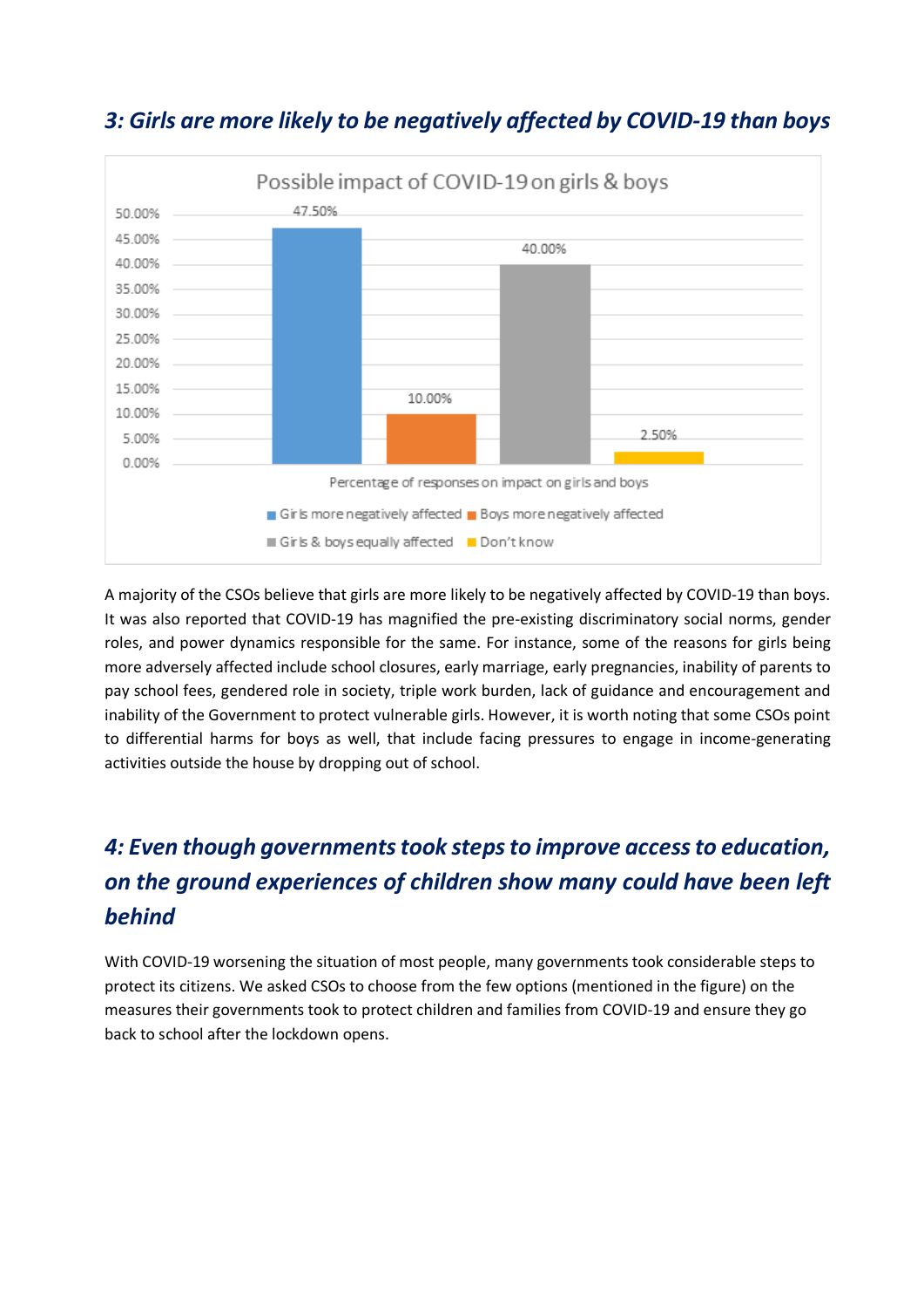## 3: Girls are more likely to be negatively affected by COVID-19 than boys

Possible impact of COVID-19 on girls & boys

| Percentage of responses on impact on girls and boys | |
|---|---|
| Girls more negatively affected | 47.50% |
| Boys more negatively affected | 10.00% |
| Girls & boys equally affected | 40.00% |
| Don't know | 2.50% |

A majority of the CSOs believe that girls are more likely to be negatively affected by COVID-19 than boys. It was also reported that COVID-19 has magnified the pre-existing discriminatory social norms, gender roles, and power dynamics responsible for the same. For instance, some of the reasons for girls being more adversely affected include school closures, early marriage, early pregnancies, inability of parents to pay school fees, gendered role in society, triple work burden, lack of guidance and encouragement and inability of the Government to protect vulnerable girls. However, it is worth noting that some CSOs point to differential harms for boys as well, that include facing pressures to engage in income-generating activities outside the house by dropping out of school.

## 4: Even though governments took steps to improve access to education, on the ground experiences of children show many could have been left behind

With COVID-19 worsening the situation of most people, many governments took considerable steps to protect its citizens. We asked CSOs to choose from the few options (mentioned in the figure) on the measures their governments took to protect children and families from COVID-19 and ensure they go back to school after the lockdown opens.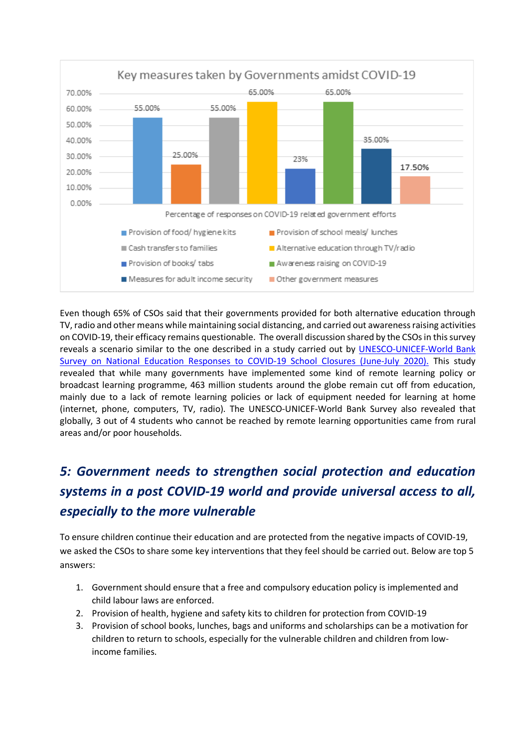**Key measures taken by Governments amidst COVID-19**

| Percentage of responses on COVID-19 related government efforts | |
|---|---|
| Provision of food/ hygiene kits | 55.00% |
| Provision of school meals/ lunches | 25.00% |
| Cash transfers to families | 55.00% |
| Alternative education through TV/radio | 65.00% |
| Provision of books/ tabs | 23% |
| Awareness raising on COVID-19 | 65.00% |
| Measures for adult income security | 35.00% |
| Other government measures | 17.50% |

Even though 65% of CSOs said that their governments provided for both alternative education through TV, radio and other means while maintaining social distancing, and carried out awareness raising activities on COVID-19, their efficacy remains questionable. The overall discussion shared by the CSOs in this survey reveals a scenario similar to the one described in a study carried out by UNESCO-UNICEF-World Bank Survey on National Education Responses to COVID-19 School Closures (June-July 2020). This study revealed that while many governments have implemented some kind of remote learning policy or broadcast learning programme, 463 million students around the globe remain cut off from education, mainly due to a lack of remote learning policies or lack of equipment needed for learning at home (internet, phone, computers, TV, radio). The UNESCO-UNICEF-World Bank Survey also revealed that globally, 3 out of 4 students who cannot be reached by remote learning opportunities came from rural areas and/or poor households.

## *5: Government needs to strengthen social protection and education systems in a post COVID-19 world and provide universal access to all, especially to the more vulnerable*

To ensure children continue their education and are protected from the negative impacts of COVID-19, we asked the CSOs to share some key interventions that they feel should be carried out. Below are top 5 answers:

1. Government should ensure that a free and compulsory education policy is implemented and child labour laws are enforced.
2. Provision of health, hygiene and safety kits to children for protection from COVID-19
3. Provision of school books, lunches, bags and uniforms and scholarships can be a motivation for children to return to schools, especially for the vulnerable children and children from low-income families.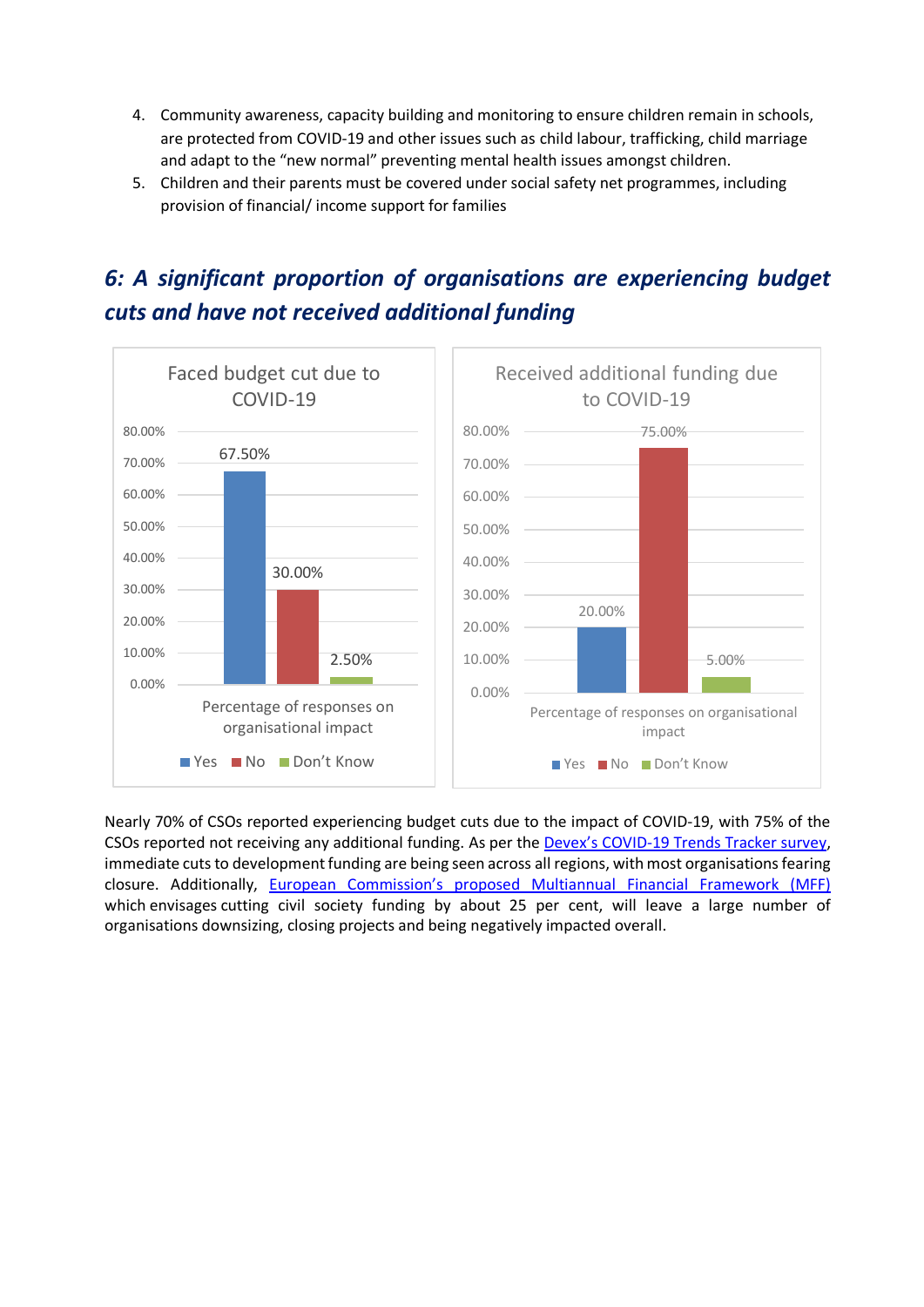4. Community awareness, capacity building and monitoring to ensure children remain in schools, are protected from COVID-19 and other issues such as child labour, trafficking, child marriage and adapt to the "new normal" preventing mental health issues amongst children.
5. Children and their parents must be covered under social safety net programmes, including provision of financial/ income support for families

## *6: A significant proportion of organisations are experiencing budget cuts and have not received additional funding*

**Faced budget cut due to COVID-19**

| Percentage of responses on organisational impact | |
|---|---|
| Yes | 67.50% |
| No | 30.00% |
| Don't Know | 2.50% |

**Received additional funding due to COVID-19**

| Percentage of responses on organisational impact | |
|---|---|
| Yes | 20.00% |
| No | 75.00% |
| Don't Know | 5.00% |

Nearly 70% of CSOs reported experiencing budget cuts due to the impact of COVID-19, with 75% of the CSOs reported not receiving any additional funding. As per the Devex's COVID-19 Trends Tracker survey, immediate cuts to development funding are being seen across all regions, with most organisations fearing closure. Additionally, European Commission's proposed Multiannual Financial Framework (MFF) which envisages cutting civil society funding by about 25 per cent, will leave a large number of organisations downsizing, closing projects and being negatively impacted overall.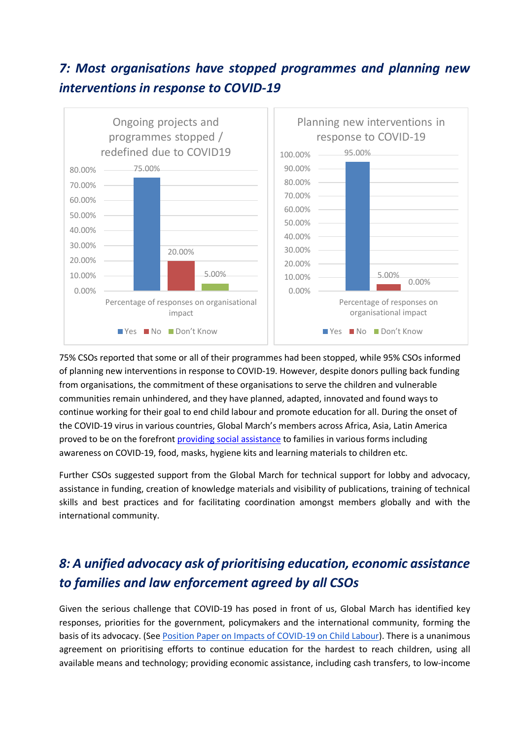## 7: Most organisations have stopped programmes and planning new interventions in response to COVID-19

**Ongoing projects and programmes stopped / redefined due to COVID19**

| Percentage of responses on organisational impact | Yes | No | Don't Know |
|---|---|---|---|
| | 75.00% | 20.00% | 5.00% |

**Planning new interventions in response to COVID-19**

| Percentage of responses on organisational impact | Yes | No | Don't Know |
|---|---|---|---|
| | 95.00% | 5.00% | 0.00% |

75% CSOs reported that some or all of their programmes had been stopped, while 95% CSOs informed of planning new interventions in response to COVID-19. However, despite donors pulling back funding from organisations, the commitment of these organisations to serve the children and vulnerable communities remain unhindered, and they have planned, adapted, innovated and found ways to continue working for their goal to end child labour and promote education for all. During the onset of the COVID-19 virus in various countries, Global March's members across Africa, Asia, Latin America proved to be on the forefront providing social assistance to families in various forms including awareness on COVID-19, food, masks, hygiene kits and learning materials to children etc.

Further CSOs suggested support from the Global March for technical support for lobby and advocacy, assistance in funding, creation of knowledge materials and visibility of publications, training of technical skills and best practices and for facilitating coordination amongst members globally and with the international community.

## 8: A unified advocacy ask of prioritising education, economic assistance to families and law enforcement agreed by all CSOs

Given the serious challenge that COVID-19 has posed in front of us, Global March has identified key responses, priorities for the government, policymakers and the international community, forming the basis of its advocacy. (See Position Paper on Impacts of COVID-19 on Child Labour). There is a unanimous agreement on prioritising efforts to continue education for the hardest to reach children, using all available means and technology; providing economic assistance, including cash transfers, to low-income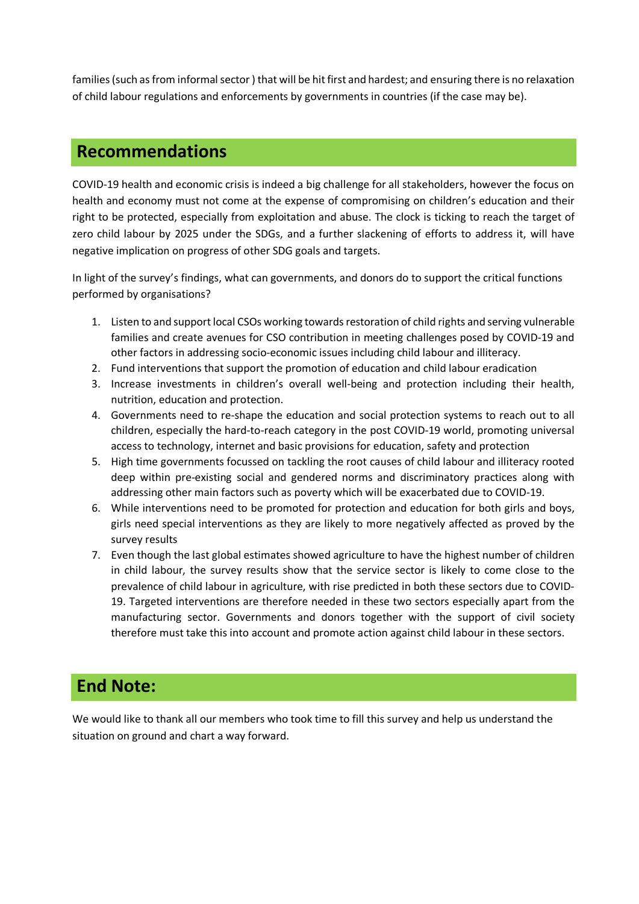families (such as from informal sector ) that will be hit first and hardest; and ensuring there is no relaxation of child labour regulations and enforcements by governments in countries (if the case may be).

## Recommendations

COVID-19 health and economic crisis is indeed a big challenge for all stakeholders, however the focus on health and economy must not come at the expense of compromising on children's education and their right to be protected, especially from exploitation and abuse. The clock is ticking to reach the target of zero child labour by 2025 under the SDGs, and a further slackening of efforts to address it, will have negative implication on progress of other SDG goals and targets.

In light of the survey's findings, what can governments, and donors do to support the critical functions performed by organisations?

1. Listen to and support local CSOs working towards restoration of child rights and serving vulnerable families and create avenues for CSO contribution in meeting challenges posed by COVID-19 and other factors in addressing socio-economic issues including child labour and illiteracy.
2. Fund interventions that support the promotion of education and child labour eradication
3. Increase investments in children's overall well-being and protection including their health, nutrition, education and protection.
4. Governments need to re-shape the education and social protection systems to reach out to all children, especially the hard-to-reach category in the post COVID-19 world, promoting universal access to technology, internet and basic provisions for education, safety and protection
5. High time governments focussed on tackling the root causes of child labour and illiteracy rooted deep within pre-existing social and gendered norms and discriminatory practices along with addressing other main factors such as poverty which will be exacerbated due to COVID-19.
6. While interventions need to be promoted for protection and education for both girls and boys, girls need special interventions as they are likely to more negatively affected as proved by the survey results
7. Even though the last global estimates showed agriculture to have the highest number of children in child labour, the survey results show that the service sector is likely to come close to the prevalence of child labour in agriculture, with rise predicted in both these sectors due to COVID-19. Targeted interventions are therefore needed in these two sectors especially apart from the manufacturing sector. Governments and donors together with the support of civil society therefore must take this into account and promote action against child labour in these sectors.

## End Note:

We would like to thank all our members who took time to fill this survey and help us understand the situation on ground and chart a way forward.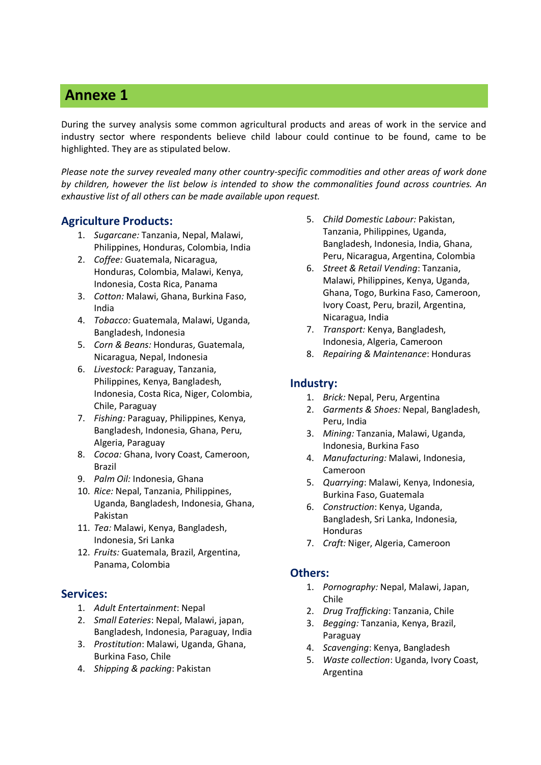# Annexe 1

During the survey analysis some common agricultural products and areas of work in the service and industry sector where respondents believe child labour could continue to be found, came to be highlighted. They are as stipulated below.

*Please note the survey revealed many other country-specific commodities and other areas of work done by children, however the list below is intended to show the commonalities found across countries. An exhaustive list of all others can be made available upon request.*

## Agriculture Products:

1. *Sugarcane:* Tanzania, Nepal, Malawi, Philippines, Honduras, Colombia, India
2. *Coffee:* Guatemala, Nicaragua, Honduras, Colombia, Malawi, Kenya, Indonesia, Costa Rica, Panama
3. *Cotton:* Malawi, Ghana, Burkina Faso, India
4. *Tobacco:* Guatemala, Malawi, Uganda, Bangladesh, Indonesia
5. *Corn & Beans:* Honduras, Guatemala, Nicaragua, Nepal, Indonesia
6. *Livestock:* Paraguay, Tanzania, Philippines, Kenya, Bangladesh, Indonesia, Costa Rica, Niger, Colombia, Chile, Paraguay
7. *Fishing:* Paraguay, Philippines, Kenya, Bangladesh, Indonesia, Ghana, Peru, Algeria, Paraguay
8. *Cocoa:* Ghana, Ivory Coast, Cameroon, Brazil
9. *Palm Oil:* Indonesia, Ghana
10. *Rice:* Nepal, Tanzania, Philippines, Uganda, Bangladesh, Indonesia, Ghana, Pakistan
11. *Tea:* Malawi, Kenya, Bangladesh, Indonesia, Sri Lanka
12. *Fruits:* Guatemala, Brazil, Argentina, Panama, Colombia

## Services:

1. *Adult Entertainment*: Nepal
2. *Small Eateries*: Nepal, Malawi, japan, Bangladesh, Indonesia, Paraguay, India
3. *Prostitution*: Malawi, Uganda, Ghana, Burkina Faso, Chile
4. *Shipping & packing*: Pakistan
5. *Child Domestic Labour:* Pakistan, Tanzania, Philippines, Uganda, Bangladesh, Indonesia, India, Ghana, Peru, Nicaragua, Argentina, Colombia
6. *Street & Retail Vending*: Tanzania, Malawi, Philippines, Kenya, Uganda, Ghana, Togo, Burkina Faso, Cameroon, Ivory Coast, Peru, brazil, Argentina, Nicaragua, India
7. *Transport:* Kenya, Bangladesh, Indonesia, Algeria, Cameroon
8. *Repairing & Maintenance*: Honduras

## Industry:

1. *Brick:* Nepal, Peru, Argentina
2. *Garments & Shoes:* Nepal, Bangladesh, Peru, India
3. *Mining:* Tanzania, Malawi, Uganda, Indonesia, Burkina Faso
4. *Manufacturing:* Malawi, Indonesia, Cameroon
5. *Quarrying*: Malawi, Kenya, Indonesia, Burkina Faso, Guatemala
6. *Construction*: Kenya, Uganda, Bangladesh, Sri Lanka, Indonesia, Honduras
7. *Craft:* Niger, Algeria, Cameroon

## Others:

1. *Pornography:* Nepal, Malawi, Japan, Chile
2. *Drug Trafficking*: Tanzania, Chile
3. *Begging:* Tanzania, Kenya, Brazil, Paraguay
4. *Scavenging*: Kenya, Bangladesh
5. *Waste collection*: Uganda, Ivory Coast, Argentina